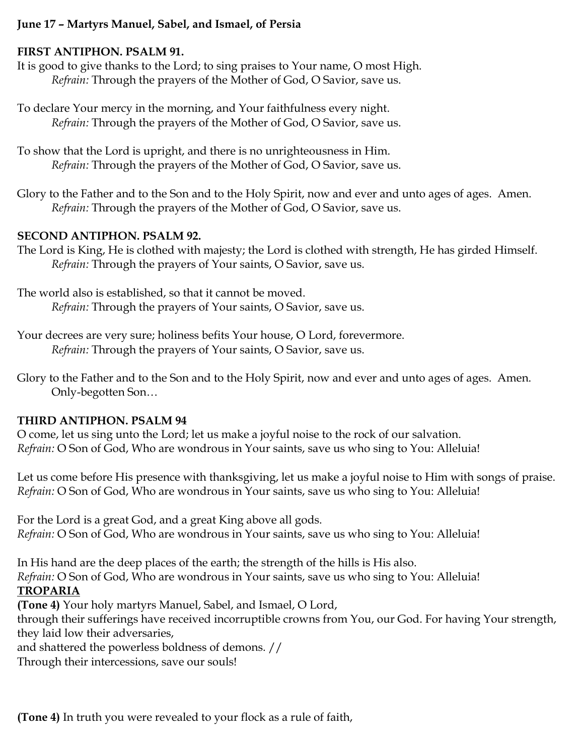**June 17 – Martyrs Manuel, Sabel, and Ismael, of Persia**

**FIRST ANTIPHON. PSALM 91.**

It is good to give thanks to the Lord; to sing praises to Your name, O most High.
*Refrain:* Through the prayers of the Mother of God, O Savior, save us.

To declare Your mercy in the morning, and Your faithfulness every night.
*Refrain:* Through the prayers of the Mother of God, O Savior, save us.

To show that the Lord is upright, and there is no unrighteousness in Him.
*Refrain:* Through the prayers of the Mother of God, O Savior, save us.

Glory to the Father and to the Son and to the Holy Spirit, now and ever and unto ages of ages. Amen.
*Refrain:* Through the prayers of the Mother of God, O Savior, save us.

**SECOND ANTIPHON. PSALM 92.**

The Lord is King, He is clothed with majesty; the Lord is clothed with strength, He has girded Himself.
*Refrain:* Through the prayers of Your saints, O Savior, save us.

The world also is established, so that it cannot be moved.
*Refrain:* Through the prayers of Your saints, O Savior, save us.

Your decrees are very sure; holiness befits Your house, O Lord, forevermore.
*Refrain:* Through the prayers of Your saints, O Savior, save us.

Glory to the Father and to the Son and to the Holy Spirit, now and ever and unto ages of ages. Amen.
Only-begotten Son…

**THIRD ANTIPHON. PSALM 94**

O come, let us sing unto the Lord; let us make a joyful noise to the rock of our salvation.
*Refrain:* O Son of God, Who are wondrous in Your saints, save us who sing to You: Alleluia!

Let us come before His presence with thanksgiving, let us make a joyful noise to Him with songs of praise.
*Refrain:* O Son of God, Who are wondrous in Your saints, save us who sing to You: Alleluia!

For the Lord is a great God, and a great King above all gods.
*Refrain:* O Son of God, Who are wondrous in Your saints, save us who sing to You: Alleluia!

In His hand are the deep places of the earth; the strength of the hills is His also.
*Refrain:* O Son of God, Who are wondrous in Your saints, save us who sing to You: Alleluia!

**TROPARIA**

**(Tone 4)** Your holy martyrs Manuel, Sabel, and Ismael, O Lord,
through their sufferings have received incorruptible crowns from You, our God. For having Your strength, they laid low their adversaries,
and shattered the powerless boldness of demons. //
Through their intercessions, save our souls!

**(Tone 4)** In truth you were revealed to your flock as a rule of faith,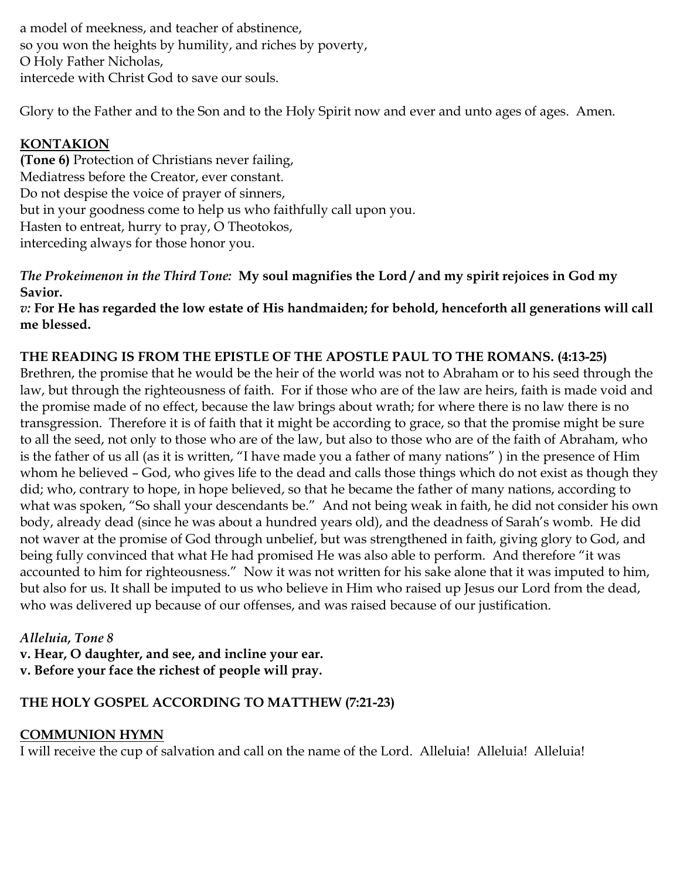a model of meekness, and teacher of abstinence,
so you won the heights by humility, and riches by poverty,
O Holy Father Nicholas,
intercede with Christ God to save our souls.

Glory to the Father and to the Son and to the Holy Spirit now and ever and unto ages of ages. Amen.

**KONTAKION**

**(Tone 6)** Protection of Christians never failing,
Mediatress before the Creator, ever constant.
Do not despise the voice of prayer of sinners,
but in your goodness come to help us who faithfully call upon you.
Hasten to entreat, hurry to pray, O Theotokos,
interceding always for those honor you.

*The Prokeimenon in the Third Tone:* **My soul magnifies the Lord / and my spirit rejoices in God my Savior.**
*v:* **For He has regarded the low estate of His handmaiden; for behold, henceforth all generations will call me blessed.**

**THE READING IS FROM THE EPISTLE OF THE APOSTLE PAUL TO THE ROMANS. (4:13-25)**

Brethren, the promise that he would be the heir of the world was not to Abraham or to his seed through the law, but through the righteousness of faith. For if those who are of the law are heirs, faith is made void and the promise made of no effect, because the law brings about wrath; for where there is no law there is no transgression. Therefore it is of faith that it might be according to grace, so that the promise might be sure to all the seed, not only to those who are of the law, but also to those who are of the faith of Abraham, who is the father of us all (as it is written, "I have made you a father of many nations" ) in the presence of Him whom he believed – God, who gives life to the dead and calls those things which do not exist as though they did; who, contrary to hope, in hope believed, so that he became the father of many nations, according to what was spoken, "So shall your descendants be." And not being weak in faith, he did not consider his own body, already dead (since he was about a hundred years old), and the deadness of Sarah's womb. He did not waver at the promise of God through unbelief, but was strengthened in faith, giving glory to God, and being fully convinced that what He had promised He was also able to perform. And therefore "it was accounted to him for righteousness." Now it was not written for his sake alone that it was imputed to him, but also for us. It shall be imputed to us who believe in Him who raised up Jesus our Lord from the dead, who was delivered up because of our offenses, and was raised because of our justification.

*Alleluia, Tone 8*
**v. Hear, O daughter, and see, and incline your ear.**
**v. Before your face the richest of people will pray.**

**THE HOLY GOSPEL ACCORDING TO MATTHEW (7:21-23)**

**COMMUNION HYMN**

I will receive the cup of salvation and call on the name of the Lord. Alleluia! Alleluia! Alleluia!